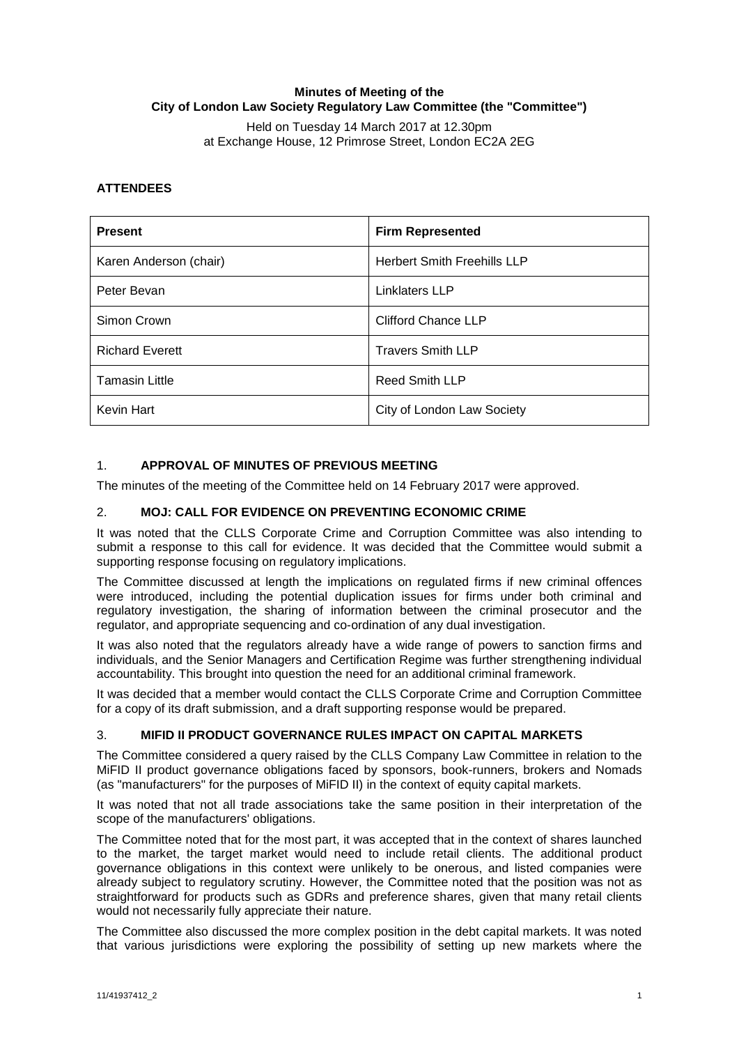**Minutes of Meeting of the**
**City of London Law Society Regulatory Law Committee (the "Committee")**

Held on Tuesday 14 March 2017 at 12.30pm
at Exchange House, 12 Primrose Street, London EC2A 2EG

## ATTENDEES

| Present | Firm Represented |
|---|---|
| Karen Anderson (chair) | Herbert Smith Freehills LLP |
| Peter Bevan | Linklaters LLP |
| Simon Crown | Clifford Chance LLP |
| Richard Everett | Travers Smith LLP |
| Tamasin Little | Reed Smith LLP |
| Kevin Hart | City of London Law Society |

## 1. APPROVAL OF MINUTES OF PREVIOUS MEETING

The minutes of the meeting of the Committee held on 14 February 2017 were approved.

## 2. MOJ: CALL FOR EVIDENCE ON PREVENTING ECONOMIC CRIME

It was noted that the CLLS Corporate Crime and Corruption Committee was also intending to submit a response to this call for evidence. It was decided that the Committee would submit a supporting response focusing on regulatory implications.

The Committee discussed at length the implications on regulated firms if new criminal offences were introduced, including the potential duplication issues for firms under both criminal and regulatory investigation, the sharing of information between the criminal prosecutor and the regulator, and appropriate sequencing and co-ordination of any dual investigation.

It was also noted that the regulators already have a wide range of powers to sanction firms and individuals, and the Senior Managers and Certification Regime was further strengthening individual accountability. This brought into question the need for an additional criminal framework.

It was decided that a member would contact the CLLS Corporate Crime and Corruption Committee for a copy of its draft submission, and a draft supporting response would be prepared.

## 3. MIFID II PRODUCT GOVERNANCE RULES IMPACT ON CAPITAL MARKETS

The Committee considered a query raised by the CLLS Company Law Committee in relation to the MiFID II product governance obligations faced by sponsors, book-runners, brokers and Nomads (as "manufacturers" for the purposes of MiFID II) in the context of equity capital markets.

It was noted that not all trade associations take the same position in their interpretation of the scope of the manufacturers' obligations.

The Committee noted that for the most part, it was accepted that in the context of shares launched to the market, the target market would need to include retail clients. The additional product governance obligations in this context were unlikely to be onerous, and listed companies were already subject to regulatory scrutiny. However, the Committee noted that the position was not as straightforward for products such as GDRs and preference shares, given that many retail clients would not necessarily fully appreciate their nature.

The Committee also discussed the more complex position in the debt capital markets. It was noted that various jurisdictions were exploring the possibility of setting up new markets where the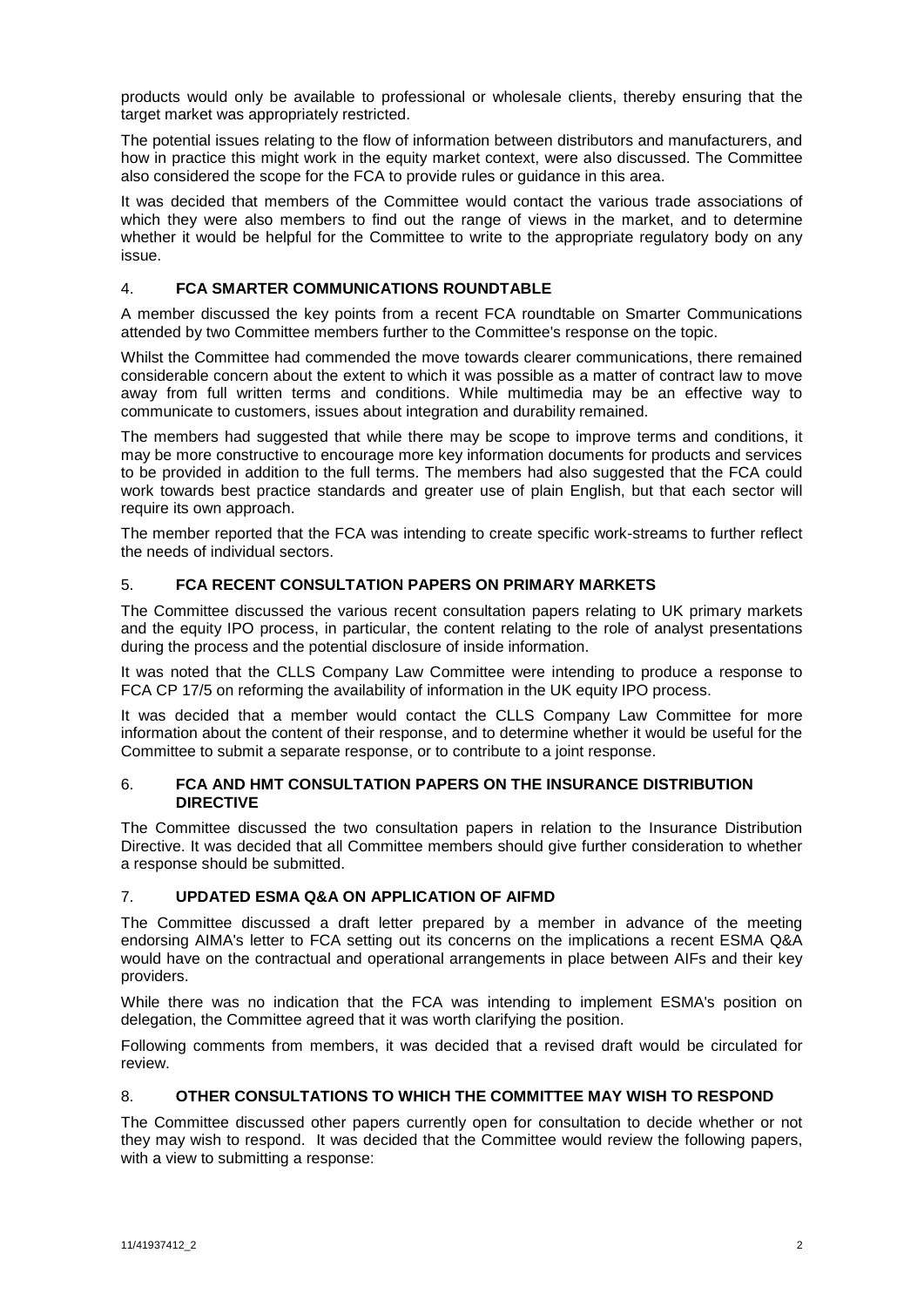products would only be available to professional or wholesale clients, thereby ensuring that the target market was appropriately restricted.

The potential issues relating to the flow of information between distributors and manufacturers, and how in practice this might work in the equity market context, were also discussed. The Committee also considered the scope for the FCA to provide rules or guidance in this area.

It was decided that members of the Committee would contact the various trade associations of which they were also members to find out the range of views in the market, and to determine whether it would be helpful for the Committee to write to the appropriate regulatory body on any issue.

## 4. FCA SMARTER COMMUNICATIONS ROUNDTABLE

A member discussed the key points from a recent FCA roundtable on Smarter Communications attended by two Committee members further to the Committee's response on the topic.

Whilst the Committee had commended the move towards clearer communications, there remained considerable concern about the extent to which it was possible as a matter of contract law to move away from full written terms and conditions. While multimedia may be an effective way to communicate to customers, issues about integration and durability remained.

The members had suggested that while there may be scope to improve terms and conditions, it may be more constructive to encourage more key information documents for products and services to be provided in addition to the full terms. The members had also suggested that the FCA could work towards best practice standards and greater use of plain English, but that each sector will require its own approach.

The member reported that the FCA was intending to create specific work-streams to further reflect the needs of individual sectors.

## 5. FCA RECENT CONSULTATION PAPERS ON PRIMARY MARKETS

The Committee discussed the various recent consultation papers relating to UK primary markets and the equity IPO process, in particular, the content relating to the role of analyst presentations during the process and the potential disclosure of inside information.

It was noted that the CLLS Company Law Committee were intending to produce a response to FCA CP 17/5 on reforming the availability of information in the UK equity IPO process.

It was decided that a member would contact the CLLS Company Law Committee for more information about the content of their response, and to determine whether it would be useful for the Committee to submit a separate response, or to contribute to a joint response.

## 6. FCA AND HMT CONSULTATION PAPERS ON THE INSURANCE DISTRIBUTION DIRECTIVE

The Committee discussed the two consultation papers in relation to the Insurance Distribution Directive. It was decided that all Committee members should give further consideration to whether a response should be submitted.

## 7. UPDATED ESMA Q&A ON APPLICATION OF AIFMD

The Committee discussed a draft letter prepared by a member in advance of the meeting endorsing AIMA's letter to FCA setting out its concerns on the implications a recent ESMA Q&A would have on the contractual and operational arrangements in place between AIFs and their key providers.

While there was no indication that the FCA was intending to implement ESMA's position on delegation, the Committee agreed that it was worth clarifying the position.

Following comments from members, it was decided that a revised draft would be circulated for review.

## 8. OTHER CONSULTATIONS TO WHICH THE COMMITTEE MAY WISH TO RESPOND

The Committee discussed other papers currently open for consultation to decide whether or not they may wish to respond. It was decided that the Committee would review the following papers, with a view to submitting a response: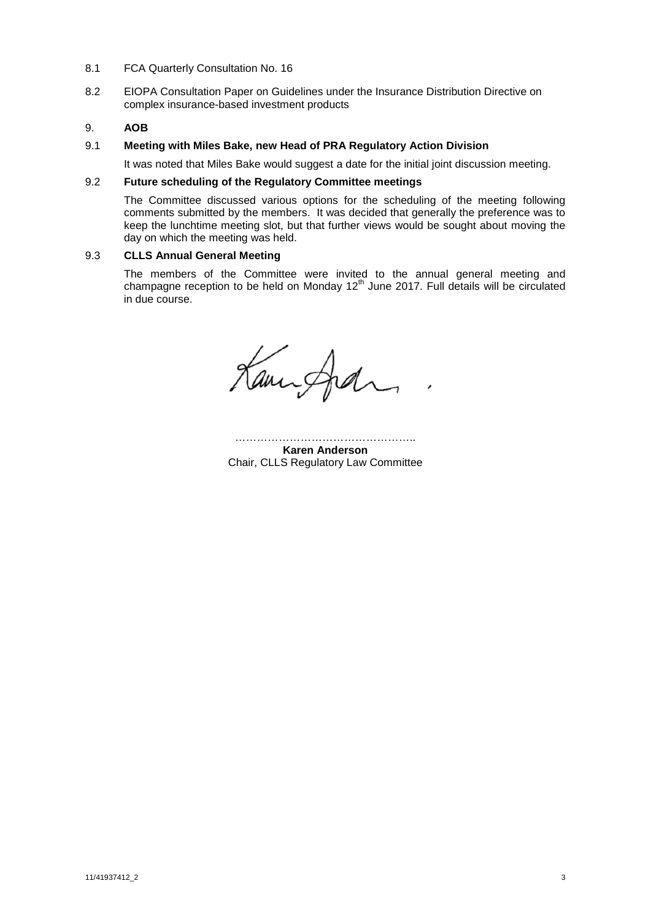8.1 FCA Quarterly Consultation No. 16

8.2 EIOPA Consultation Paper on Guidelines under the Insurance Distribution Directive on complex insurance-based investment products

9. **AOB**

9.1 **Meeting with Miles Bake, new Head of PRA Regulatory Action Division**

It was noted that Miles Bake would suggest a date for the initial joint discussion meeting.

9.2 **Future scheduling of the Regulatory Committee meetings**

The Committee discussed various options for the scheduling of the meeting following comments submitted by the members. It was decided that generally the preference was to keep the lunchtime meeting slot, but that further views would be sought about moving the day on which the meeting was held.

9.3 **CLLS Annual General Meeting**

The members of the Committee were invited to the annual general meeting and champagne reception to be held on Monday 12th June 2017. Full details will be circulated in due course.

…………………………………………..

**Karen Anderson**

Chair, CLLS Regulatory Law Committee